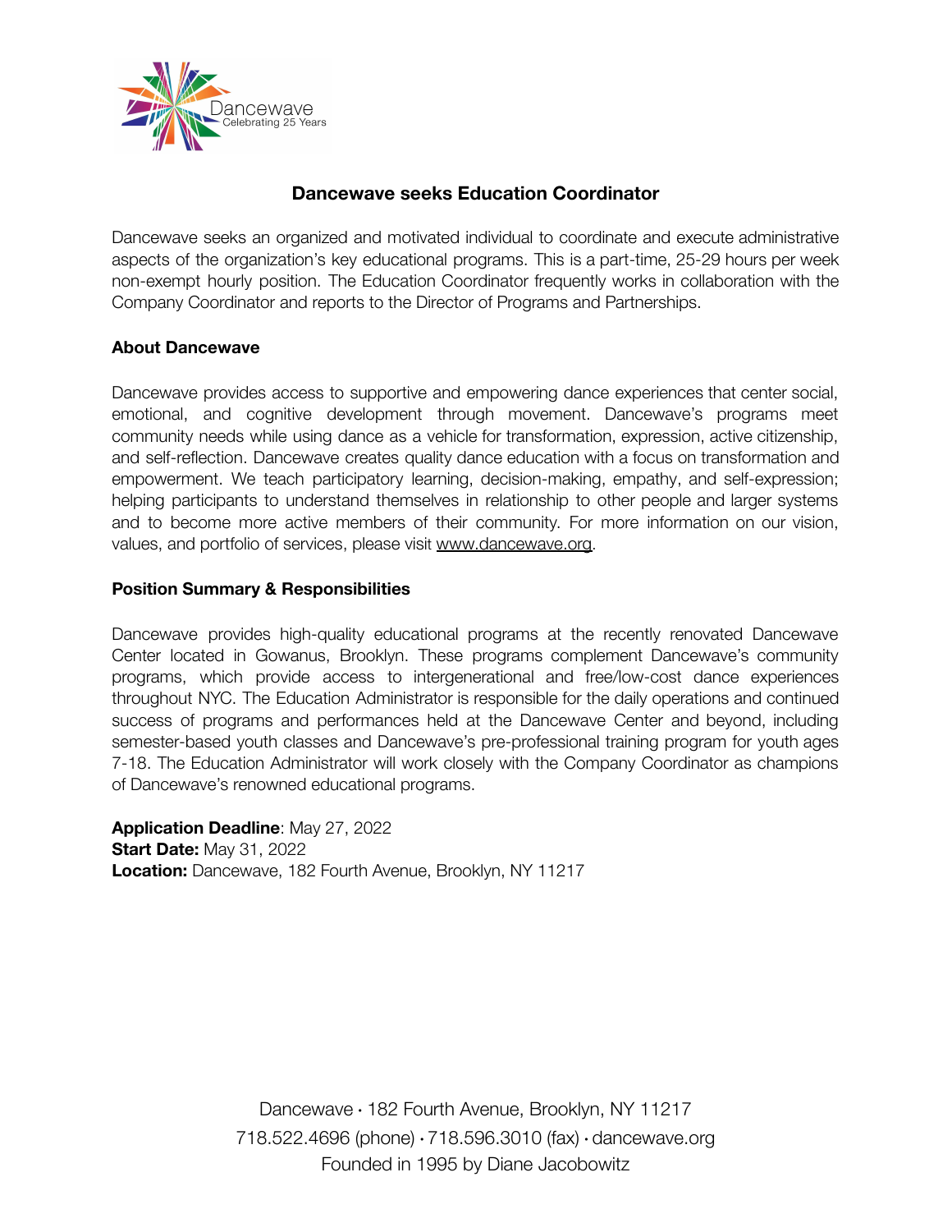Dancewave
Celebrating 25 Years

## Dancewave seeks Education Coordinator

Dancewave seeks an organized and motivated individual to coordinate and execute administrative aspects of the organization's key educational programs. This is a part-time, 25-29 hours per week non-exempt hourly position. The Education Coordinator frequently works in collaboration with the Company Coordinator and reports to the Director of Programs and Partnerships.

### About Dancewave

Dancewave provides access to supportive and empowering dance experiences that center social, emotional, and cognitive development through movement. Dancewave's programs meet community needs while using dance as a vehicle for transformation, expression, active citizenship, and self-reflection. Dancewave creates quality dance education with a focus on transformation and empowerment. We teach participatory learning, decision-making, empathy, and self-expression; helping participants to understand themselves in relationship to other people and larger systems and to become more active members of their community. For more information on our vision, values, and portfolio of services, please visit www.dancewave.org.

### Position Summary & Responsibilities

Dancewave provides high-quality educational programs at the recently renovated Dancewave Center located in Gowanus, Brooklyn. These programs complement Dancewave's community programs, which provide access to intergenerational and free/low-cost dance experiences throughout NYC. The Education Administrator is responsible for the daily operations and continued success of programs and performances held at the Dancewave Center and beyond, including semester-based youth classes and Dancewave's pre-professional training program for youth ages 7-18. The Education Administrator will work closely with the Company Coordinator as champions of Dancewave's renowned educational programs.

**Application Deadline**: May 27, 2022
**Start Date:** May 31, 2022
**Location:** Dancewave, 182 Fourth Avenue, Brooklyn, NY 11217

Dancewave • 182 Fourth Avenue, Brooklyn, NY 11217
718.522.4696 (phone) • 718.596.3010 (fax) • dancewave.org
Founded in 1995 by Diane Jacobowitz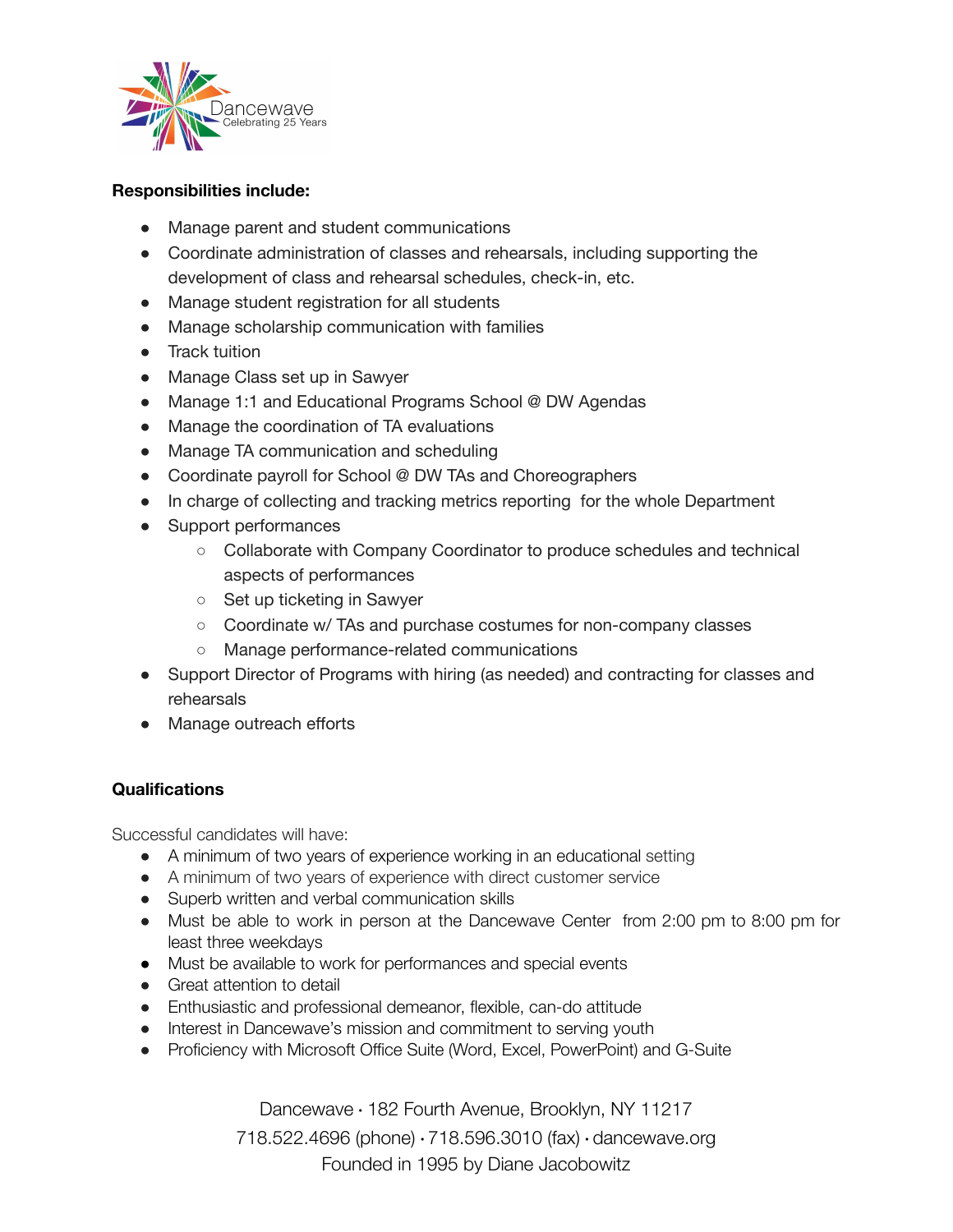**Responsibilities include:**

- Manage parent and student communications
- Coordinate administration of classes and rehearsals, including supporting the development of class and rehearsal schedules, check-in, etc.
- Manage student registration for all students
- Manage scholarship communication with families
- Track tuition
- Manage Class set up in Sawyer
- Manage 1:1 and Educational Programs School @ DW Agendas
- Manage the coordination of TA evaluations
- Manage TA communication and scheduling
- Coordinate payroll for School @ DW TAs and Choreographers
- In charge of collecting and tracking metrics reporting for the whole Department
- Support performances
    - Collaborate with Company Coordinator to produce schedules and technical aspects of performances
    - Set up ticketing in Sawyer
    - Coordinate w/ TAs and purchase costumes for non-company classes
    - Manage performance-related communications
- Support Director of Programs with hiring (as needed) and contracting for classes and rehearsals
- Manage outreach efforts

**Qualifications**

Successful candidates will have:

- A minimum of two years of experience working in an educational setting
- A minimum of two years of experience with direct customer service
- Superb written and verbal communication skills
- Must be able to work in person at the Dancewave Center from 2:00 pm to 8:00 pm for least three weekdays
- Must be available to work for performances and special events
- Great attention to detail
- Enthusiastic and professional demeanor, flexible, can-do attitude
- Interest in Dancewave's mission and commitment to serving youth
- Proficiency with Microsoft Office Suite (Word, Excel, PowerPoint) and G-Suite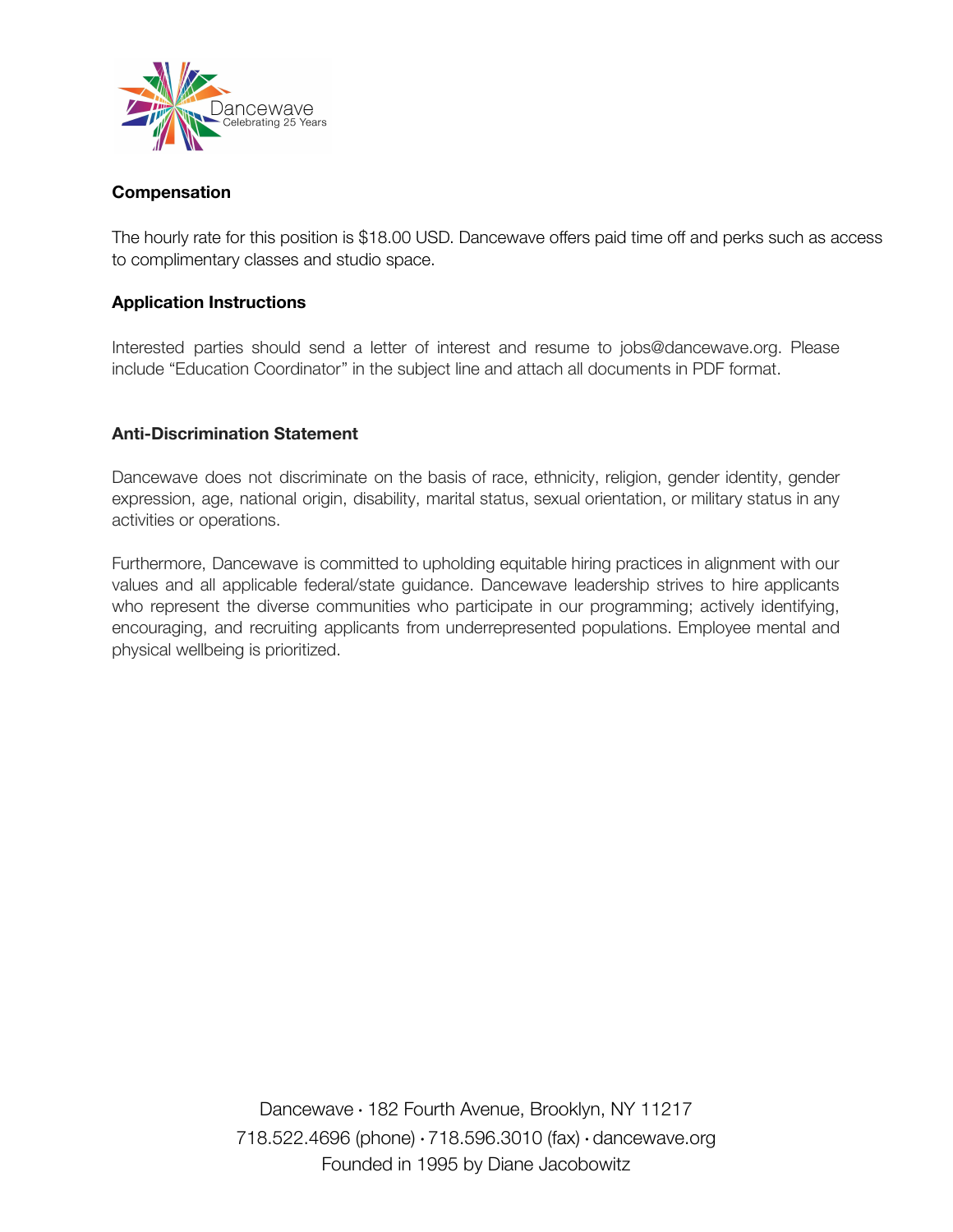**Compensation**

The hourly rate for this position is $18.00 USD. Dancewave offers paid time off and perks such as access to complimentary classes and studio space.

**Application Instructions**

Interested parties should send a letter of interest and resume to jobs@dancewave.org. Please include "Education Coordinator" in the subject line and attach all documents in PDF format.

**Anti-Discrimination Statement**

Dancewave does not discriminate on the basis of race, ethnicity, religion, gender identity, gender expression, age, national origin, disability, marital status, sexual orientation, or military status in any activities or operations.

Furthermore, Dancewave is committed to upholding equitable hiring practices in alignment with our values and all applicable federal/state guidance. Dancewave leadership strives to hire applicants who represent the diverse communities who participate in our programming; actively identifying, encouraging, and recruiting applicants from underrepresented populations. Employee mental and physical wellbeing is prioritized.